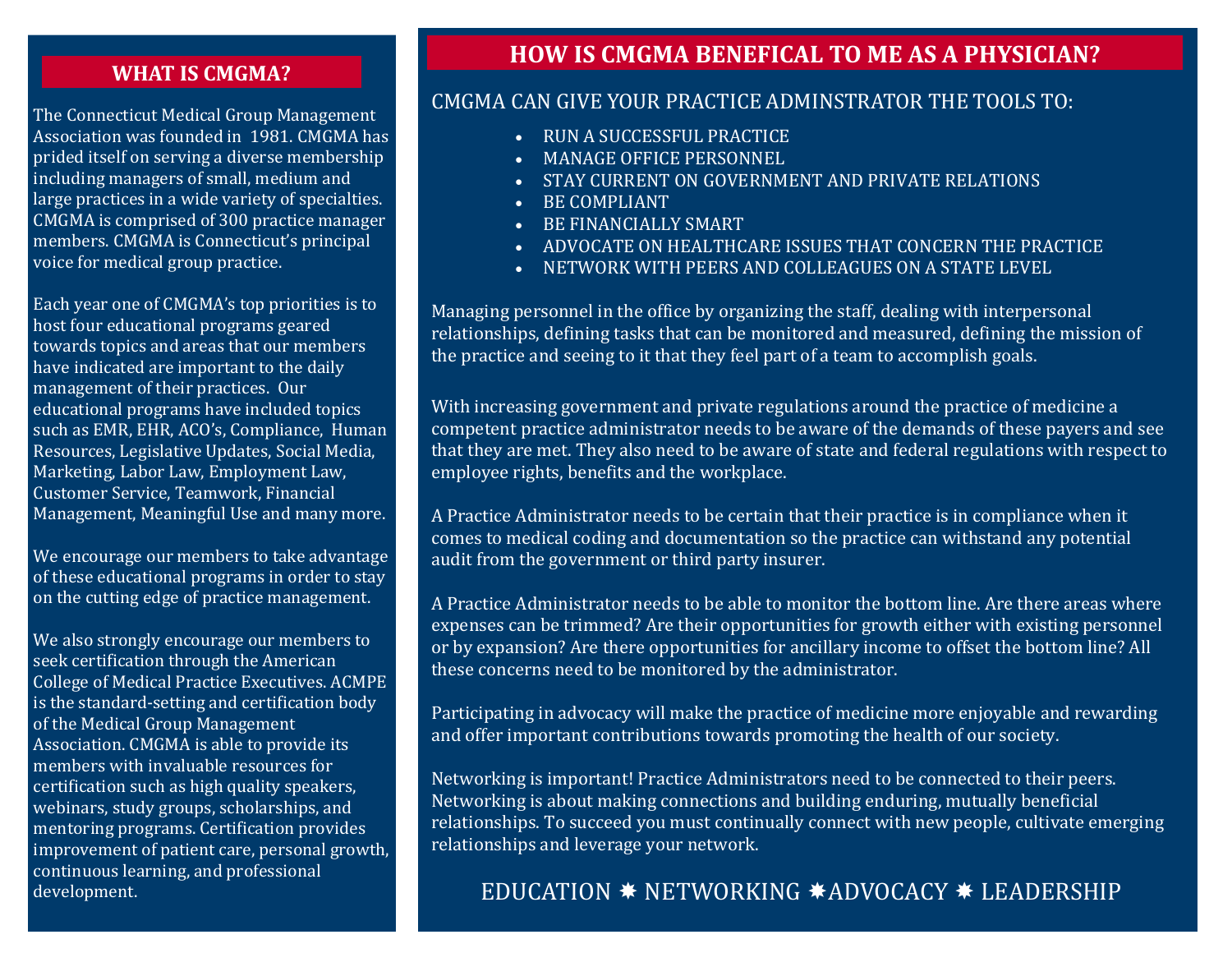## WHAT IS CMGMA?

The Connecticut Medical Group Management Association was founded in 1981. CMGMA has prided itself on serving a diverse membership including managers of small, medium and large practices in a wide variety of specialties. CMGMA is comprised of 300 practice manager members. CMGMA is Connecticut's principal voice for medical group practice.

Each year one of CMGMA's top priorities is to host four educational programs geared towards topics and areas that our members have indicated are important to the daily management of their practices. Our educational programs have included topics such as EMR, EHR, ACO's, Compliance, Human Resources, Legislative Updates, Social Media, Marketing, Labor Law, Employment Law, Customer Service, Teamwork, Financial Management, Meaningful Use and many more.

We encourage our members to take advantage of these educational programs in order to stay on the cutting edge of practice management.

We also strongly encourage our members to seek certification through the American College of Medical Practice Executives. ACMPE is the standard-setting and certification body of the Medical Group Management Association. CMGMA is able to provide its members with invaluable resources for certification such as high quality speakers, webinars, study groups, scholarships, and mentoring programs. Certification provides improvement of patient care, personal growth, continuous learning, and professional development.

## HOW IS CMGMA BENEFICAL TO ME AS A PHYSICIAN?

CMGMA CAN GIVE YOUR PRACTICE ADMINSTRATOR THE TOOLS TO:

- RUN A SUCCESSFUL PRACTICE
- MANAGE OFFICE PERSONNEL
- STAY CURRENT ON GOVERNMENT AND PRIVATE RELATIONS
- BE COMPLIANT
- BE FINANCIALLY SMART
- ADVOCATE ON HEALTHCARE ISSUES THAT CONCERN THE PRACTICE
- NETWORK WITH PEERS AND COLLEAGUES ON A STATE LEVEL

Managing personnel in the office by organizing the staff, dealing with interpersonal relationships, defining tasks that can be monitored and measured, defining the mission of the practice and seeing to it that they feel part of a team to accomplish goals.

With increasing government and private regulations around the practice of medicine a competent practice administrator needs to be aware of the demands of these payers and see that they are met. They also need to be aware of state and federal regulations with respect to employee rights, benefits and the workplace.

A Practice Administrator needs to be certain that their practice is in compliance when it comes to medical coding and documentation so the practice can withstand any potential audit from the government or third party insurer.

A Practice Administrator needs to be able to monitor the bottom line. Are there areas where expenses can be trimmed? Are their opportunities for growth either with existing personnel or by expansion? Are there opportunities for ancillary income to offset the bottom line? All these concerns need to be monitored by the administrator.

Participating in advocacy will make the practice of medicine more enjoyable and rewarding and offer important contributions towards promoting the health of our society.

Networking is important! Practice Administrators need to be connected to their peers. Networking is about making connections and building enduring, mutually beneficial relationships. To succeed you must continually connect with new people, cultivate emerging relationships and leverage your network.

EDUCATION ✸ NETWORKING ✸ADVOCACY ✸ LEADERSHIP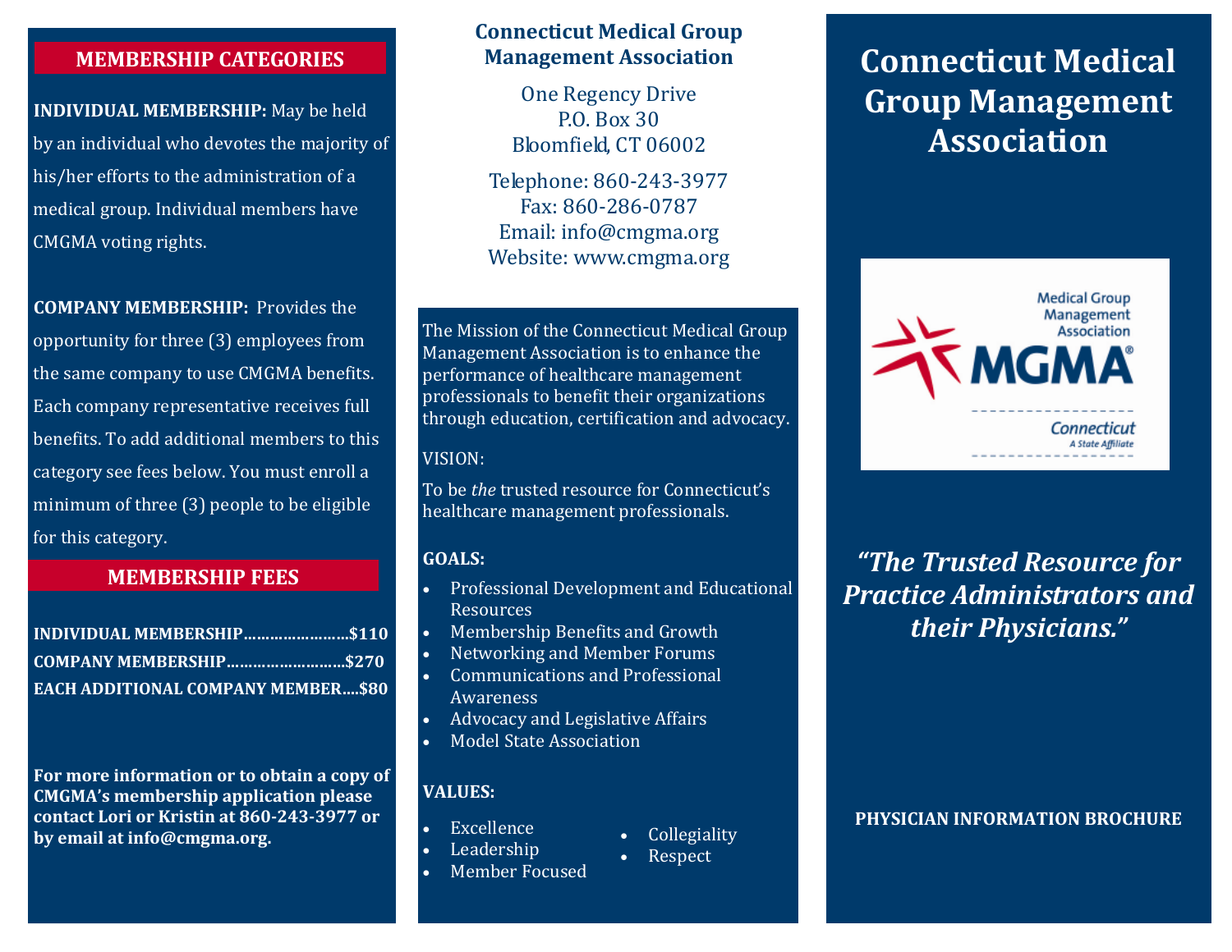## MEMBERSHIP CATEGORIES

**INDIVIDUAL MEMBERSHIP:** May be held by an individual who devotes the majority of his/her efforts to the administration of a medical group. Individual members have CMGMA voting rights.

**COMPANY MEMBERSHIP:** Provides the opportunity for three (3) employees from the same company to use CMGMA benefits. Each company representative receives full benefits. To add additional members to this category see fees below. You must enroll a minimum of three (3) people to be eligible for this category.

## MEMBERSHIP FEES

**INDIVIDUAL MEMBERSHIP……………………$110**
**COMPANY MEMBERSHIP………………………$270**
**EACH ADDITIONAL COMPANY MEMBER….$80**

**For more information or to obtain a copy of CMGMA's membership application please contact Lori or Kristin at 860-243-3977 or by email at info@cmgma.org.**

**Connecticut Medical Group Management Association**

One Regency Drive
P.O. Box 30
Bloomfield, CT 06002

Telephone: 860-243-3977
Fax: 860-286-0787
Email: info@cmgma.org
Website: www.cmgma.org

The Mission of the Connecticut Medical Group Management Association is to enhance the performance of healthcare management professionals to benefit their organizations through education, certification and advocacy.

VISION:

To be *the* trusted resource for Connecticut's healthcare management professionals.

**GOALS:**

- Professional Development and Educational Resources
- Membership Benefits and Growth
- Networking and Member Forums
- Communications and Professional Awareness
- Advocacy and Legislative Affairs
- Model State Association

**VALUES:**

- Excellence
- Leadership
- Member Focused
- Collegiality
- Respect

# Connecticut Medical Group Management Association

Medical Group Management Association
MGMA®
Connecticut
A State Affiliate

***"The Trusted Resource for Practice Administrators and their Physicians."***

**PHYSICIAN INFORMATION BROCHURE**